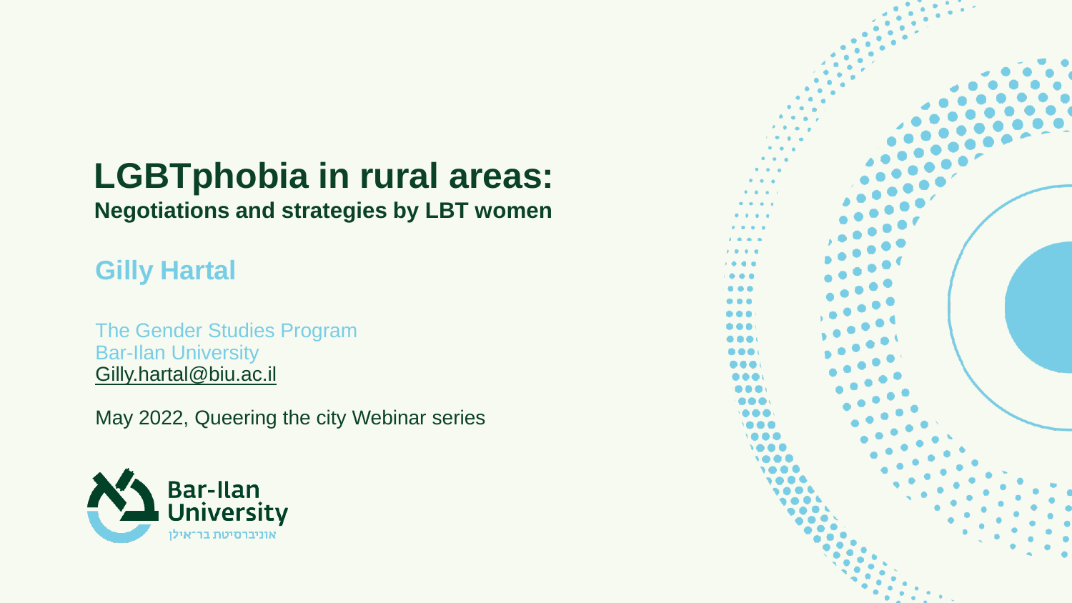# LGBTphobia in rural areas:

**Negotiations and strategies by LBT women**

## Gilly Hartal

The Gender Studies Program
Bar-Ilan University
Gilly.hartal@biu.ac.il

May 2022, Queering the city Webinar series

Bar-Ilan University
אוניברסיטת בר־אילן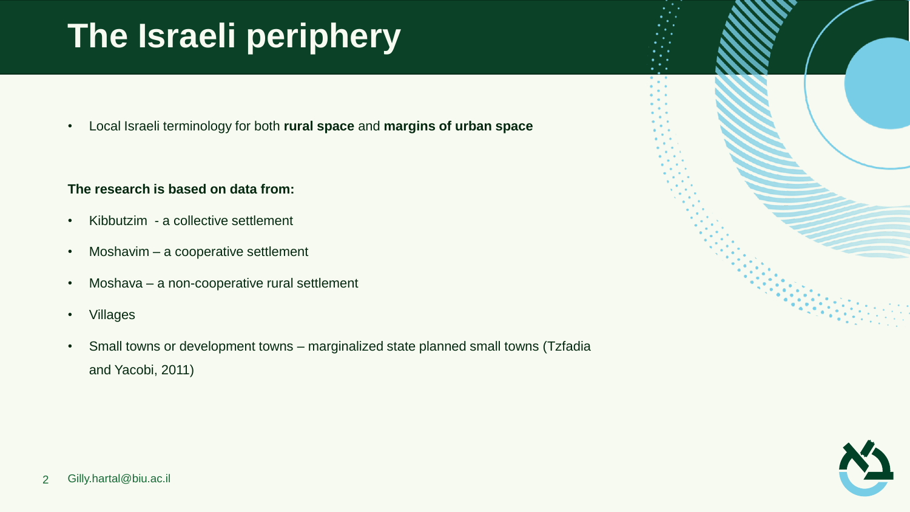# The Israeli periphery

- Local Israeli terminology for both **rural space** and **margins of urban space**

**The research is based on data from:**

- Kibbutzim - a collective settlement
- Moshavim – a cooperative settlement
- Moshava – a non-cooperative rural settlement
- Villages
- Small towns or development towns – marginalized state planned small towns (Tzfadia and Yacobi, 2011)

Gilly.hartal@biu.ac.il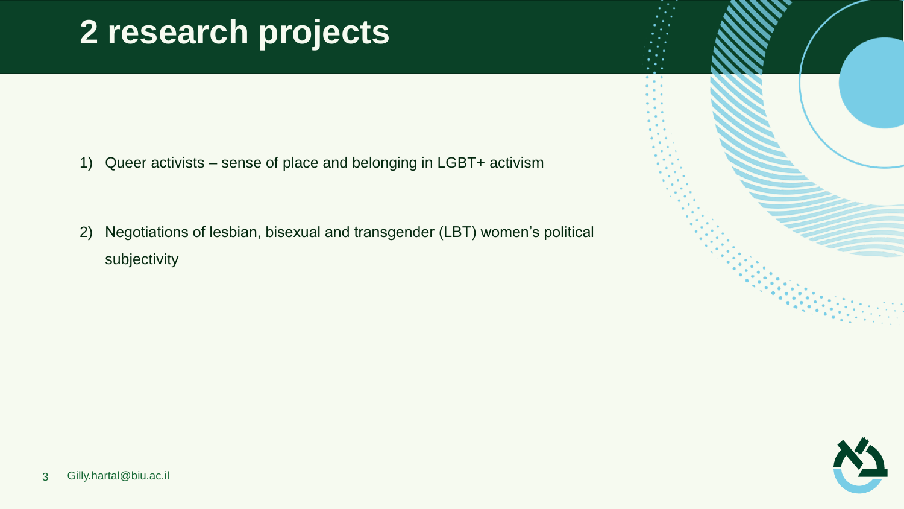# 2 research projects

1) Queer activists – sense of place and belonging in LGBT+ activism

2) Negotiations of lesbian, bisexual and transgender (LBT) women's political subjectivity

Gilly.hartal@biu.ac.il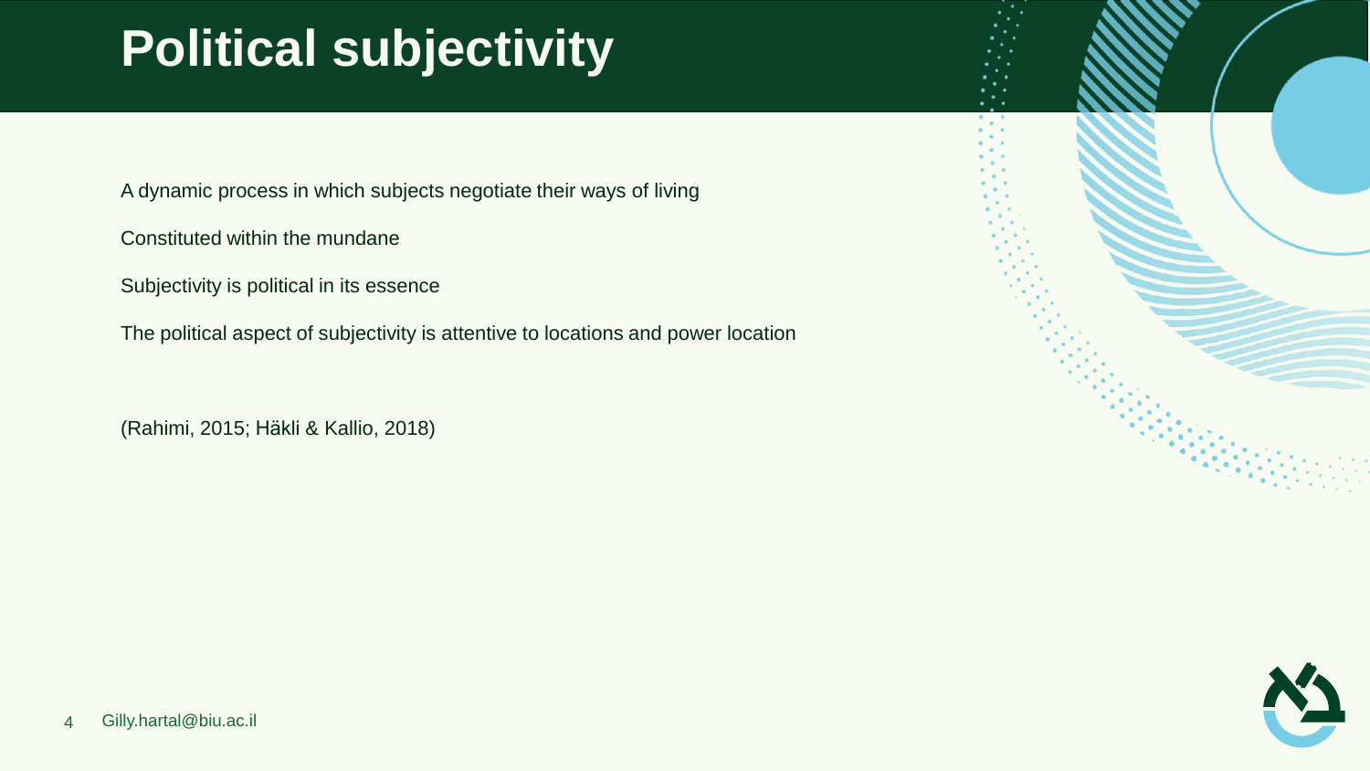# Political subjectivity

A dynamic process in which subjects negotiate their ways of living

Constituted within the mundane

Subjectivity is political in its essence

The political aspect of subjectivity is attentive to locations and power location

(Rahimi, 2015; Häkli & Kallio, 2018)

Gilly.hartal@biu.ac.il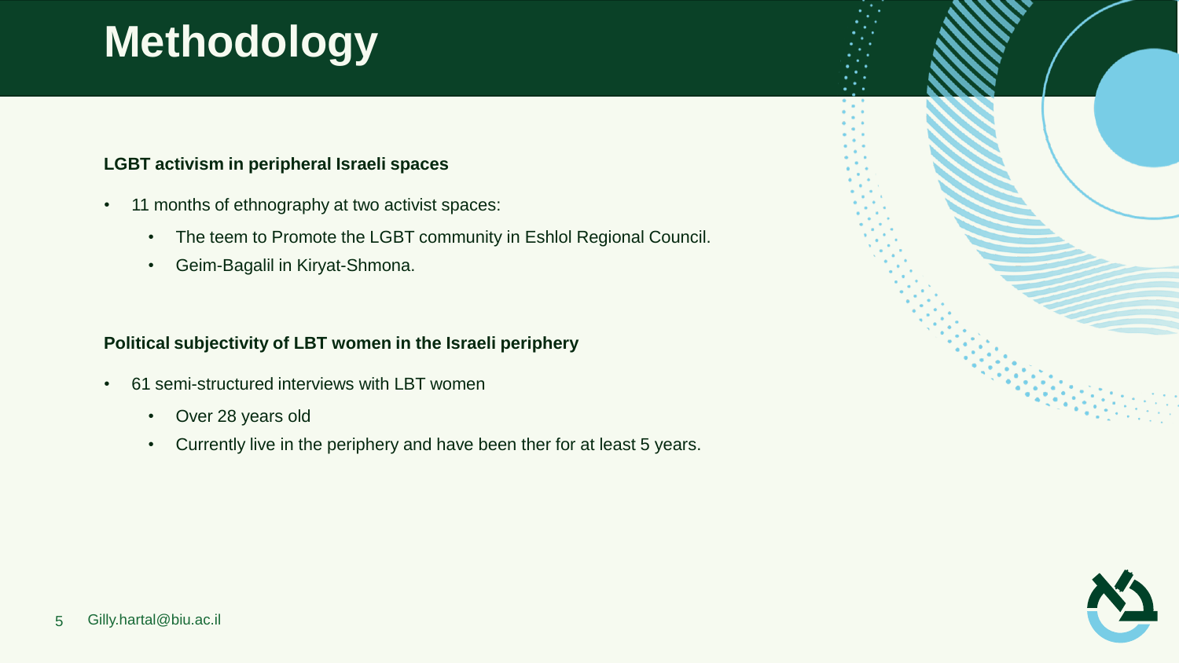# Methodology

**LGBT activism in peripheral Israeli spaces**

- 11 months of ethnography at two activist spaces:
  - The teem to Promote the LGBT community in Eshlol Regional Council.
  - Geim-Bagalil in Kiryat-Shmona.

**Political subjectivity of LBT women in the Israeli periphery**

- 61 semi-structured interviews with LBT women
  - Over 28 years old
  - Currently live in the periphery and have been ther for at least 5 years.

Gilly.hartal@biu.ac.il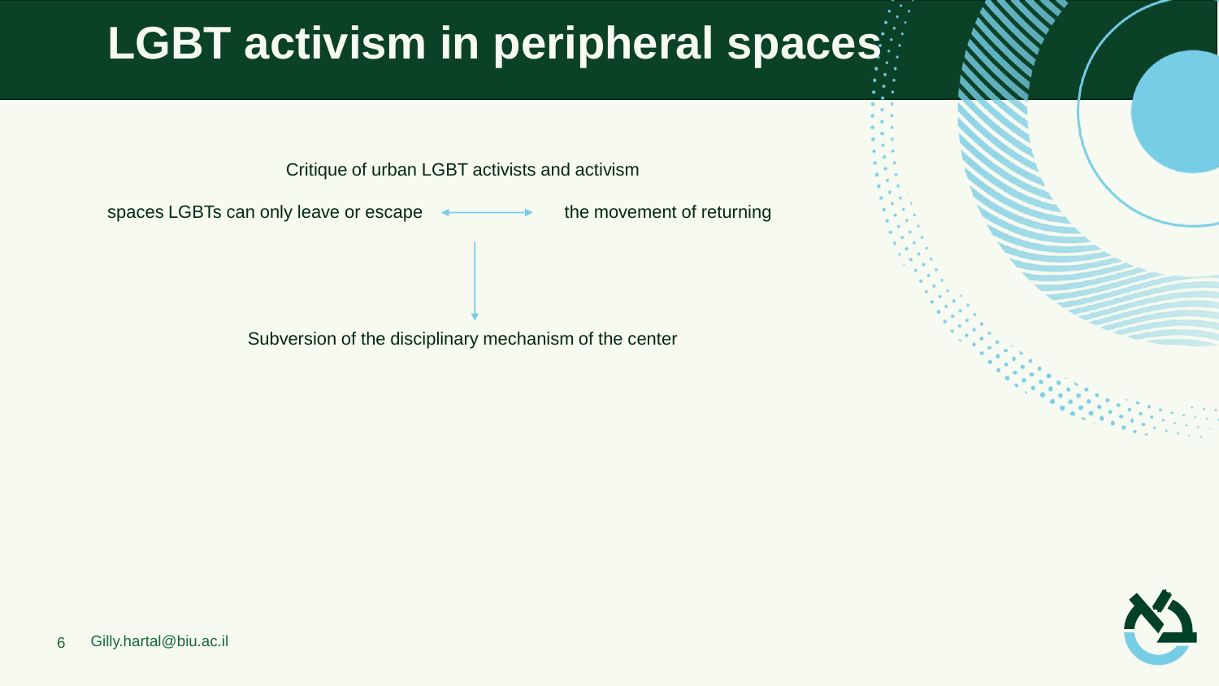# LGBT activism in peripheral spaces

Critique of urban LGBT activists and activism

spaces LGBTs can only leave or escape ⟷ the movement of returning

↓

Subversion of the disciplinary mechanism of the center

Gilly.hartal@biu.ac.il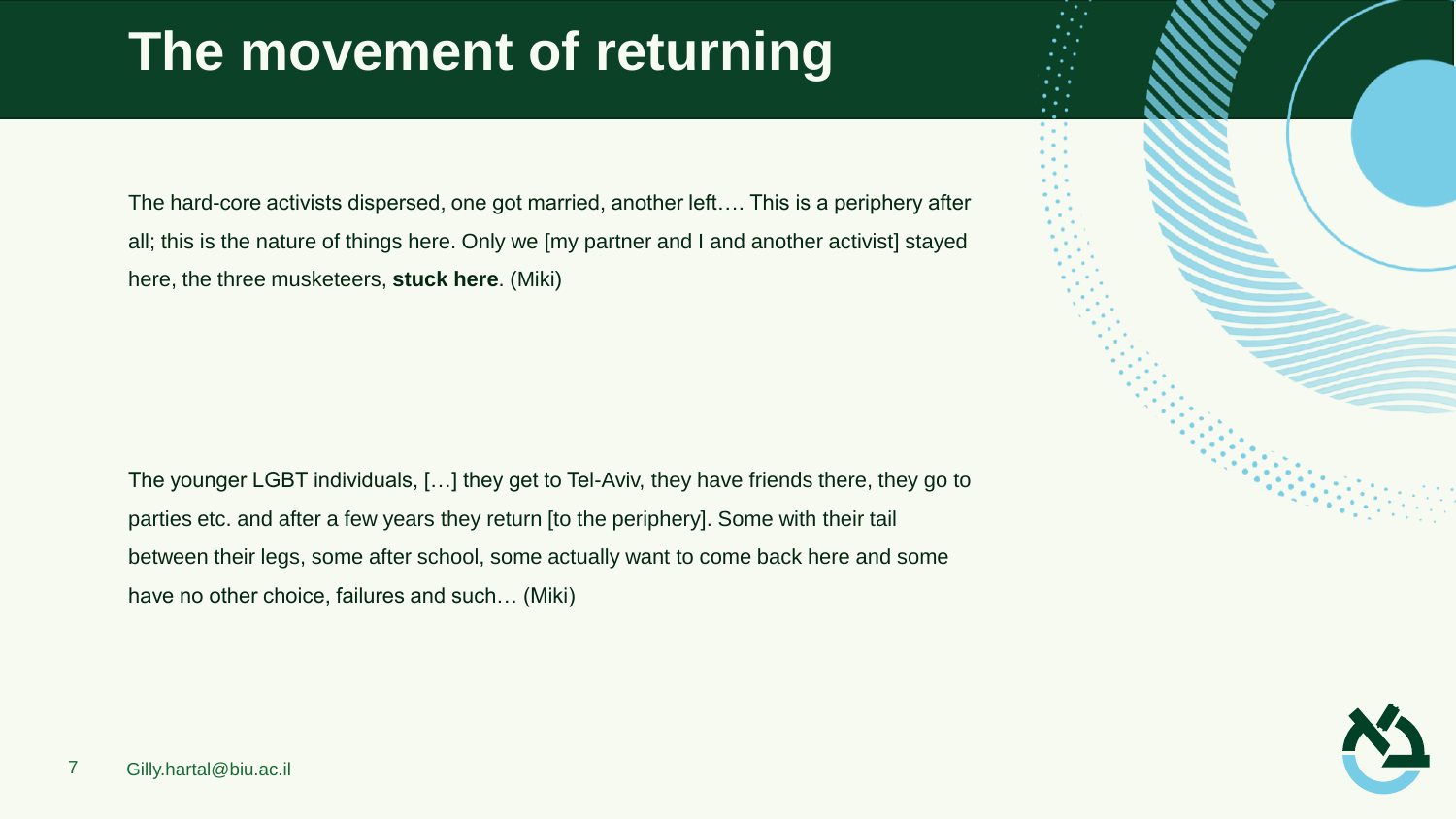# The movement of returning

The hard-core activists dispersed, one got married, another left…. This is a periphery after all; this is the nature of things here. Only we [my partner and I and another activist] stayed here, the three musketeers, **stuck here**. (Miki)

The younger LGBT individuals, […] they get to Tel-Aviv, they have friends there, they go to parties etc. and after a few years they return [to the periphery]. Some with their tail between their legs, some after school, some actually want to come back here and some have no other choice, failures and such… (Miki)

Gilly.hartal@biu.ac.il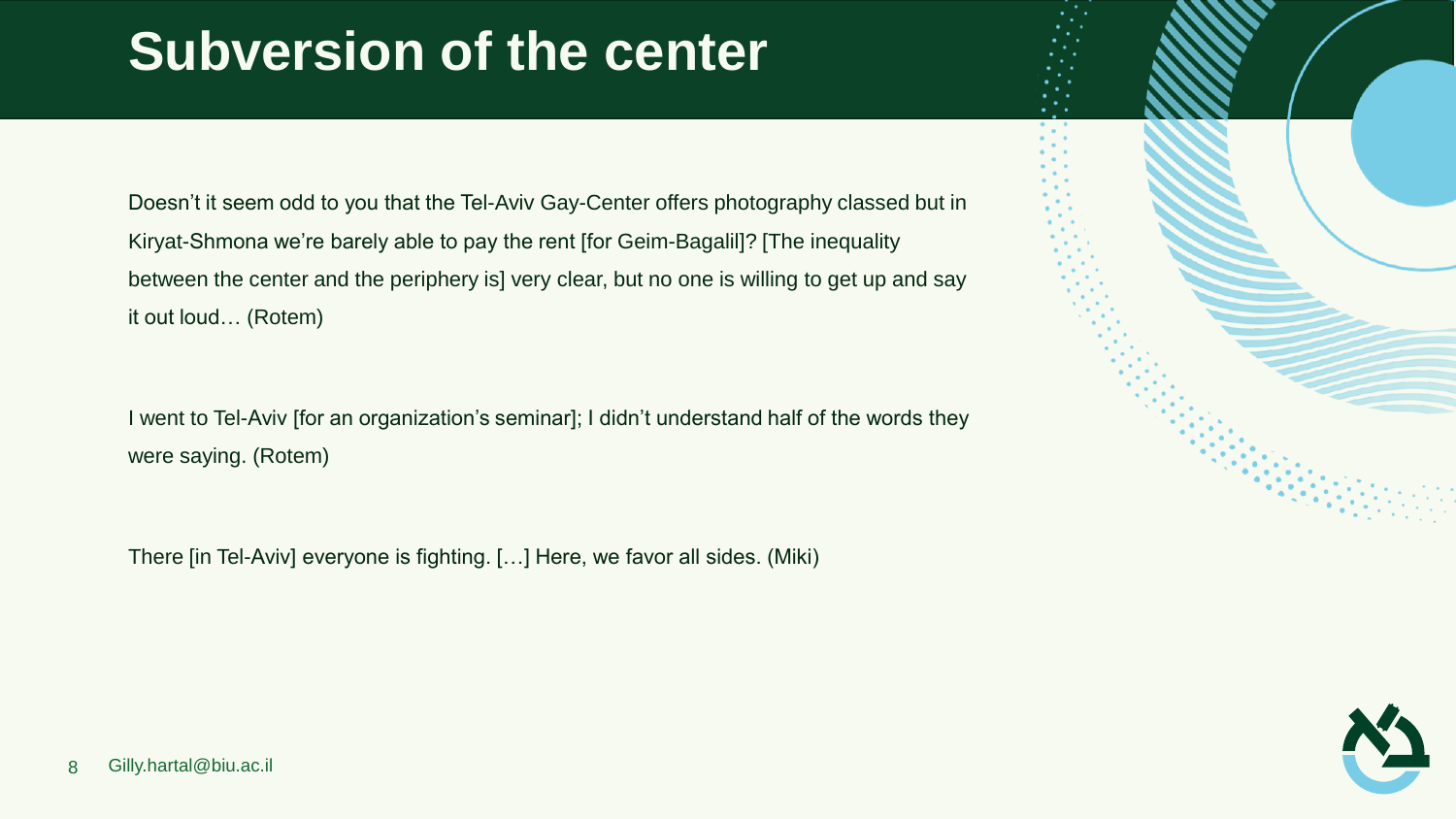# Subversion of the center

Doesn't it seem odd to you that the Tel-Aviv Gay-Center offers photography classed but in Kiryat-Shmona we're barely able to pay the rent [for Geim-Bagalil]? [The inequality between the center and the periphery is] very clear, but no one is willing to get up and say it out loud… (Rotem)

I went to Tel-Aviv [for an organization's seminar]; I didn't understand half of the words they were saying. (Rotem)

There [in Tel-Aviv] everyone is fighting. […] Here, we favor all sides. (Miki)

Gilly.hartal@biu.ac.il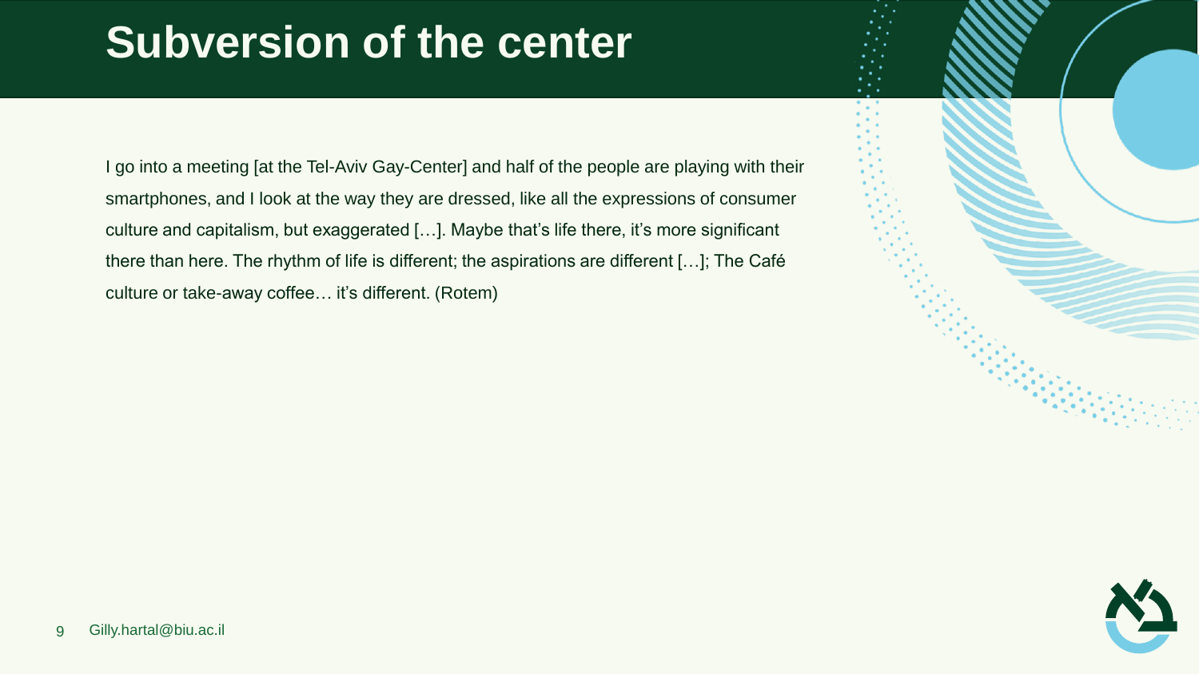# Subversion of the center

I go into a meeting [at the Tel-Aviv Gay-Center] and half of the people are playing with their smartphones, and I look at the way they are dressed, like all the expressions of consumer culture and capitalism, but exaggerated […]. Maybe that's life there, it's more significant there than here. The rhythm of life is different; the aspirations are different […]; The Café culture or take-away coffee… it's different. (Rotem)

Gilly.hartal@biu.ac.il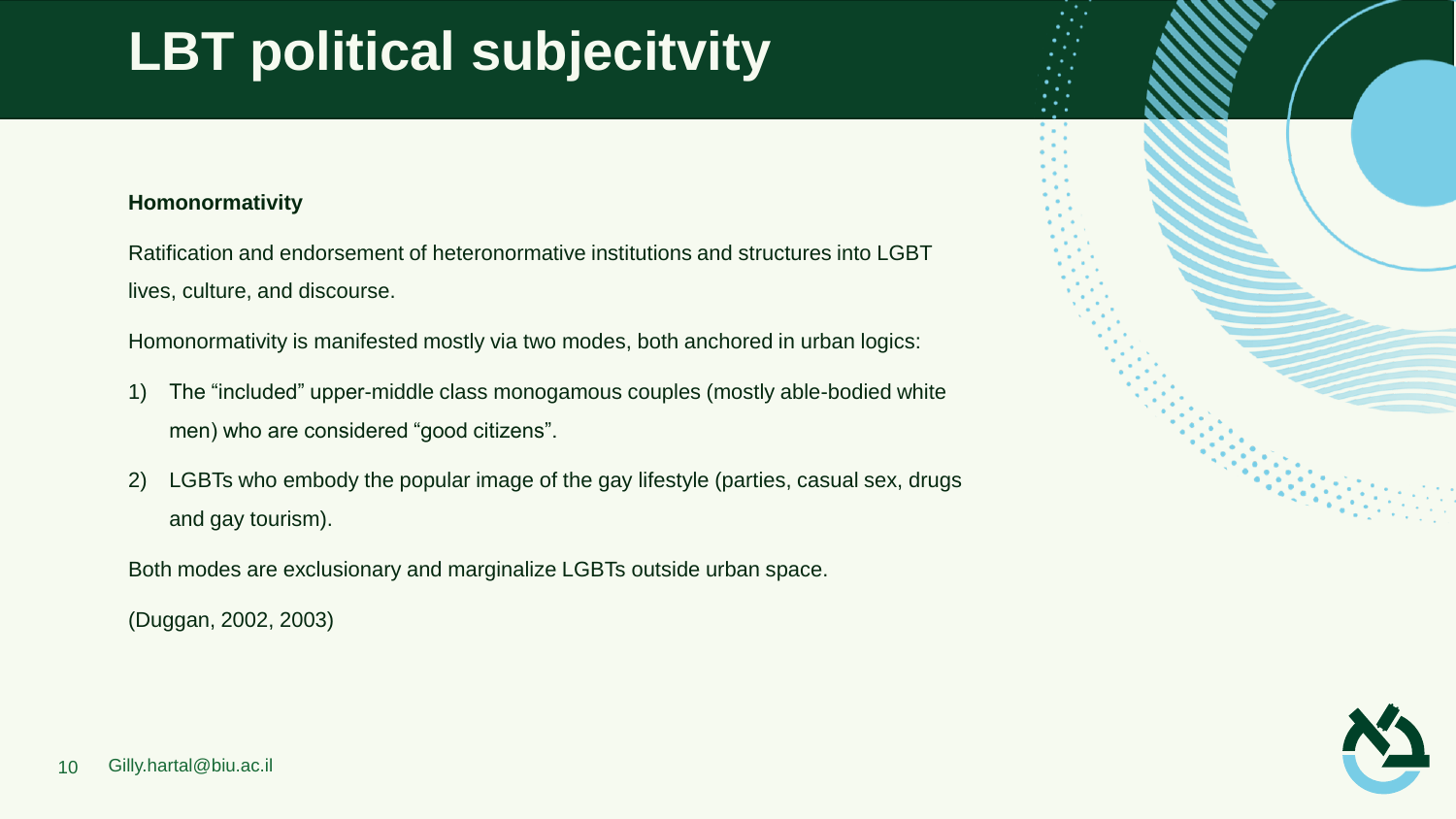# LBT political subjecitvity

**Homonormativity**

Ratification and endorsement of heteronormative institutions and structures into LGBT lives, culture, and discourse.

Homonormativity is manifested mostly via two modes, both anchored in urban logics:

1) The "included" upper-middle class monogamous couples (mostly able-bodied white men) who are considered "good citizens".
2) LGBTs who embody the popular image of the gay lifestyle (parties, casual sex, drugs and gay tourism).

Both modes are exclusionary and marginalize LGBTs outside urban space.

(Duggan, 2002, 2003)

Gilly.hartal@biu.ac.il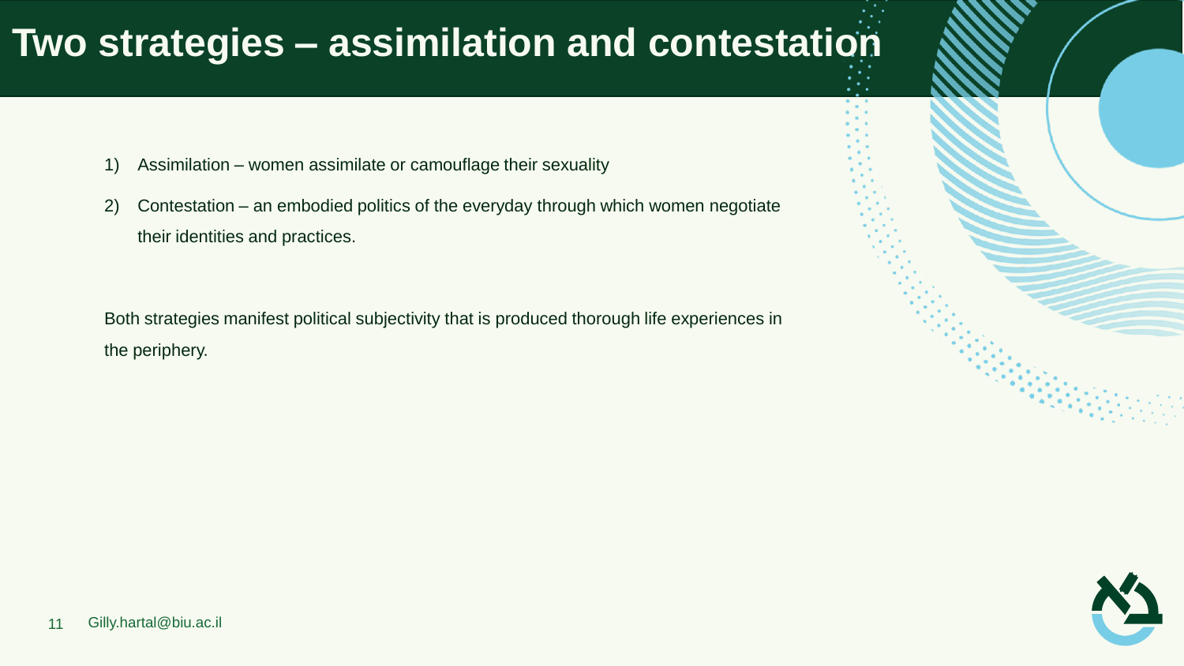# Two strategies – assimilation and contestation

1) Assimilation – women assimilate or camouflage their sexuality
2) Contestation – an embodied politics of the everyday through which women negotiate their identities and practices.

Both strategies manifest political subjectivity that is produced thorough life experiences in the periphery.

Gilly.hartal@biu.ac.il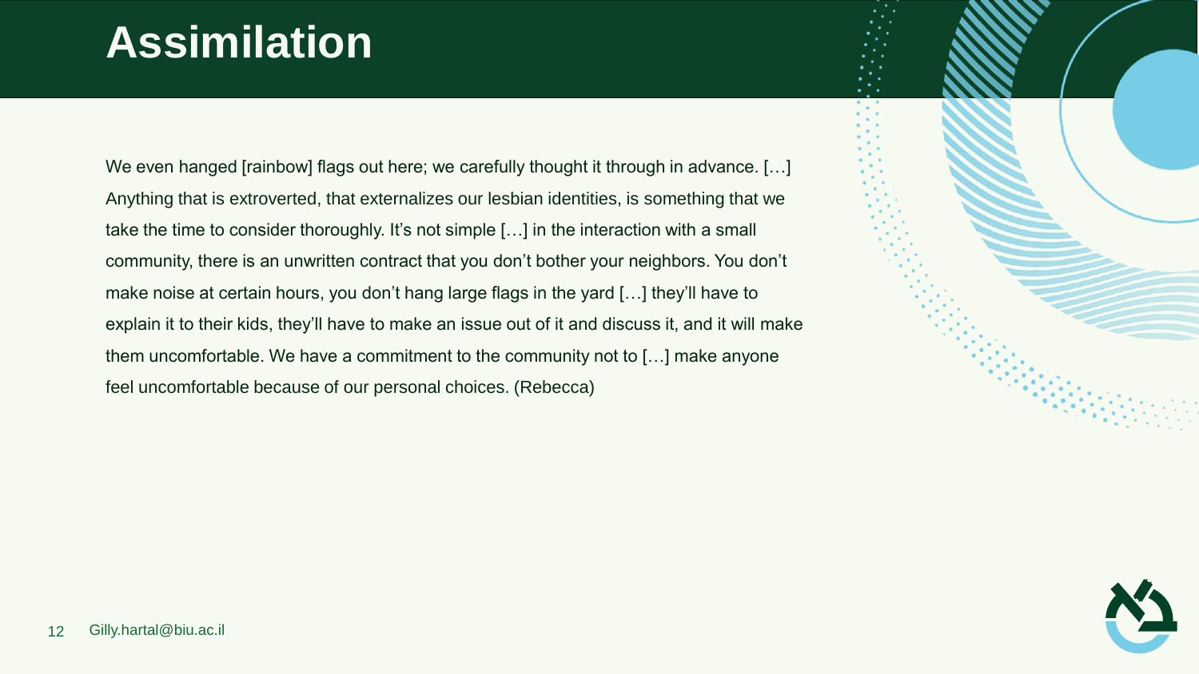# Assimilation

We even hanged [rainbow] flags out here; we carefully thought it through in advance. […] Anything that is extroverted, that externalizes our lesbian identities, is something that we take the time to consider thoroughly. It's not simple […] in the interaction with a small community, there is an unwritten contract that you don't bother your neighbors. You don't make noise at certain hours, you don't hang large flags in the yard […] they'll have to explain it to their kids, they'll have to make an issue out of it and discuss it, and it will make them uncomfortable. We have a commitment to the community not to […] make anyone feel uncomfortable because of our personal choices. (Rebecca)

Gilly.hartal@biu.ac.il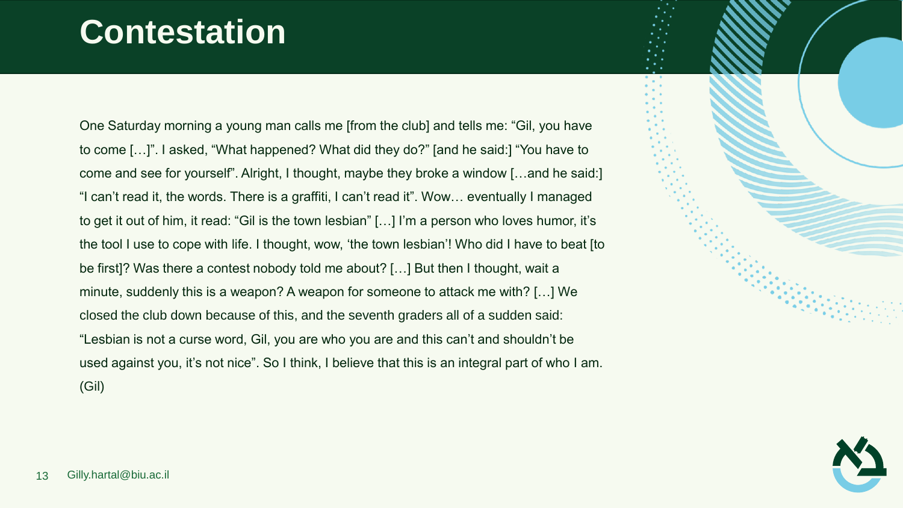# Contestation

One Saturday morning a young man calls me [from the club] and tells me: "Gil, you have to come […]". I asked, "What happened? What did they do?" [and he said:] "You have to come and see for yourself". Alright, I thought, maybe they broke a window […and he said:] "I can't read it, the words. There is a graffiti, I can't read it". Wow… eventually I managed to get it out of him, it read: "Gil is the town lesbian" […] I'm a person who loves humor, it's the tool I use to cope with life. I thought, wow, 'the town lesbian'! Who did I have to beat [to be first]? Was there a contest nobody told me about? […] But then I thought, wait a minute, suddenly this is a weapon? A weapon for someone to attack me with? […] We closed the club down because of this, and the seventh graders all of a sudden said: "Lesbian is not a curse word, Gil, you are who you are and this can't and shouldn't be used against you, it's not nice". So I think, I believe that this is an integral part of who I am. (Gil)

Gilly.hartal@biu.ac.il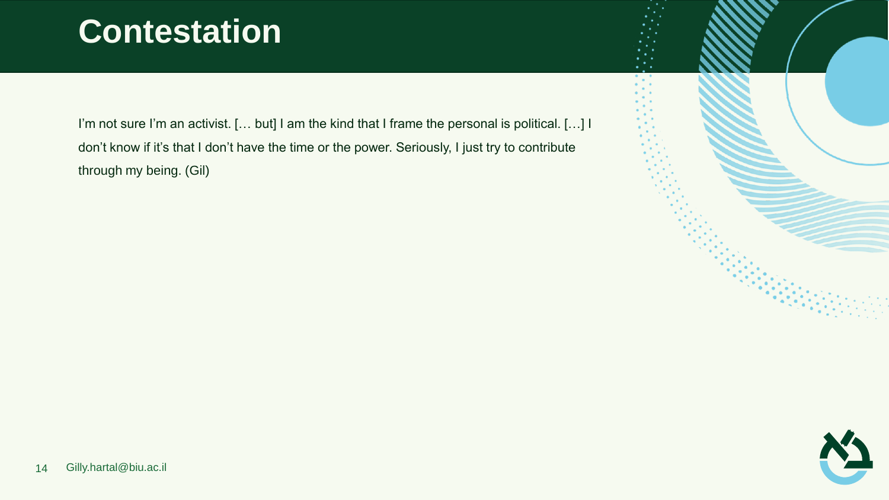# Contestation

I'm not sure I'm an activist. [… but] I am the kind that I frame the personal is political. […] I don't know if it's that I don't have the time or the power. Seriously, I just try to contribute through my being. (Gil)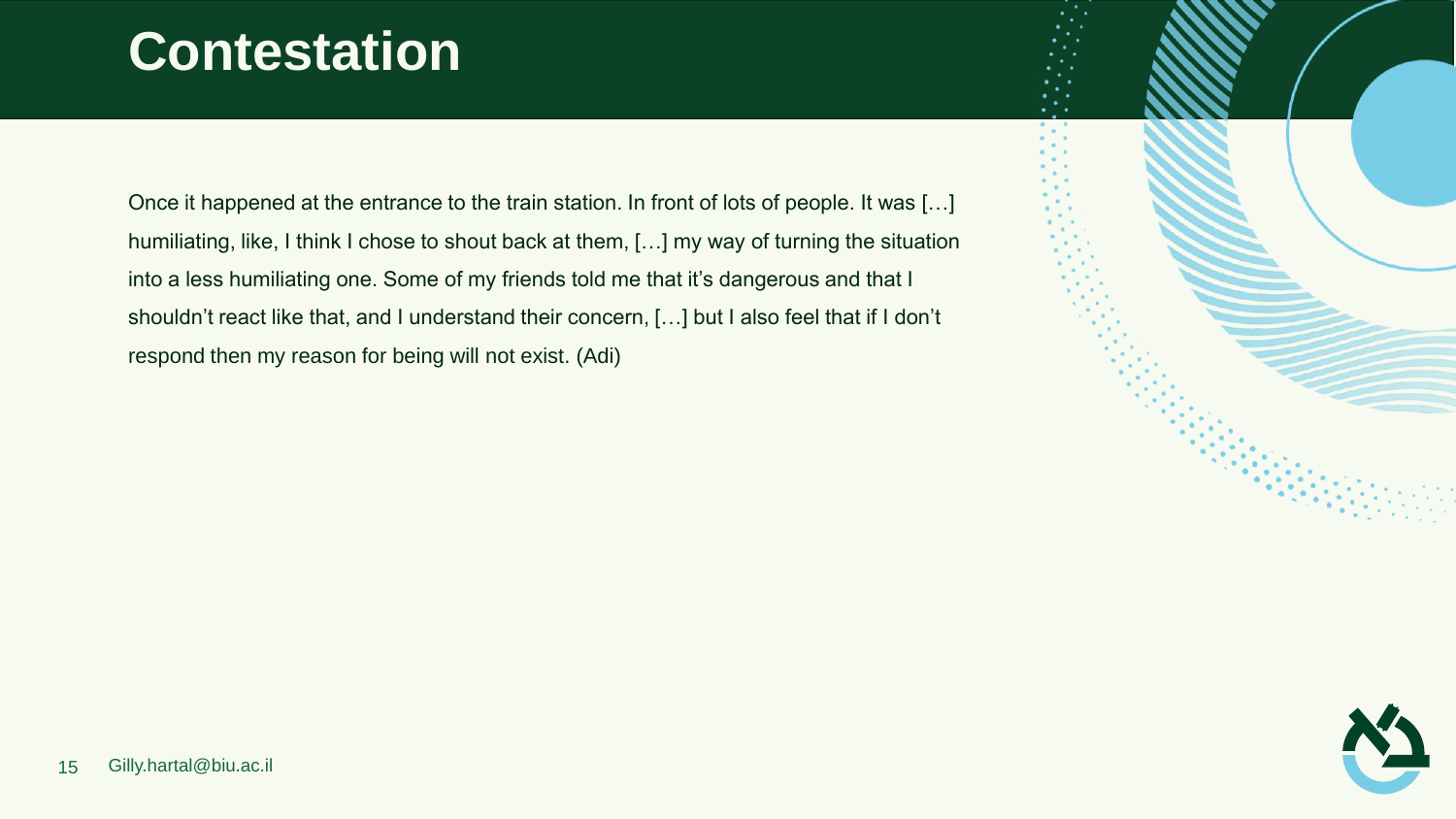# Contestation

Once it happened at the entrance to the train station. In front of lots of people. It was […] humiliating, like, I think I chose to shout back at them, […] my way of turning the situation into a less humiliating one. Some of my friends told me that it's dangerous and that I shouldn't react like that, and I understand their concern, […] but I also feel that if I don't respond then my reason for being will not exist. (Adi)

Gilly.hartal@biu.ac.il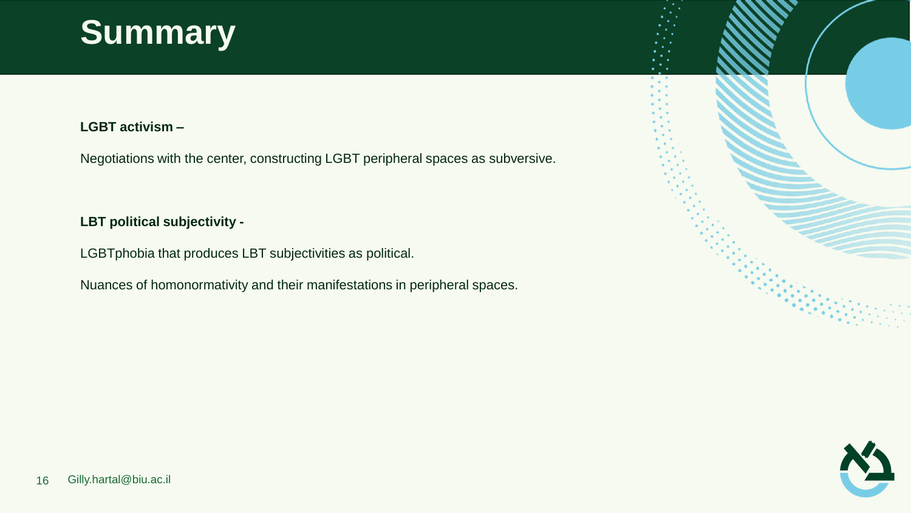# Summary

**LGBT activism –**

Negotiations with the center, constructing LGBT peripheral spaces as subversive.

**LBT political subjectivity -**

LGBTphobia that produces LBT subjectivities as political.

Nuances of homonormativity and their manifestations in peripheral spaces.

Gilly.hartal@biu.ac.il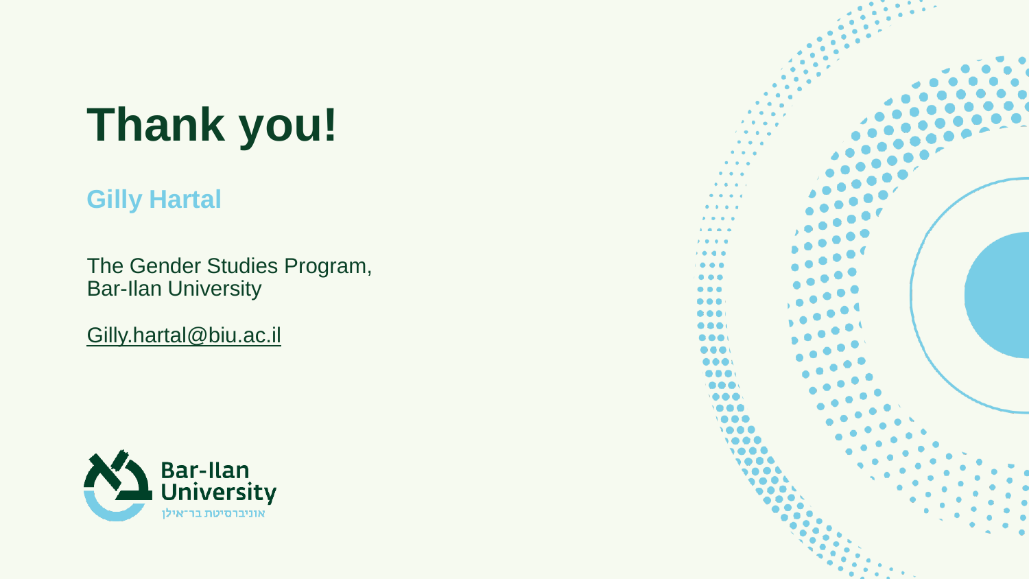# Thank you!

**Gilly Hartal**

The Gender Studies Program,
Bar-Ilan University

Gilly.hartal@biu.ac.il

Bar-Ilan
University
אוניברסיטת בר־אילן